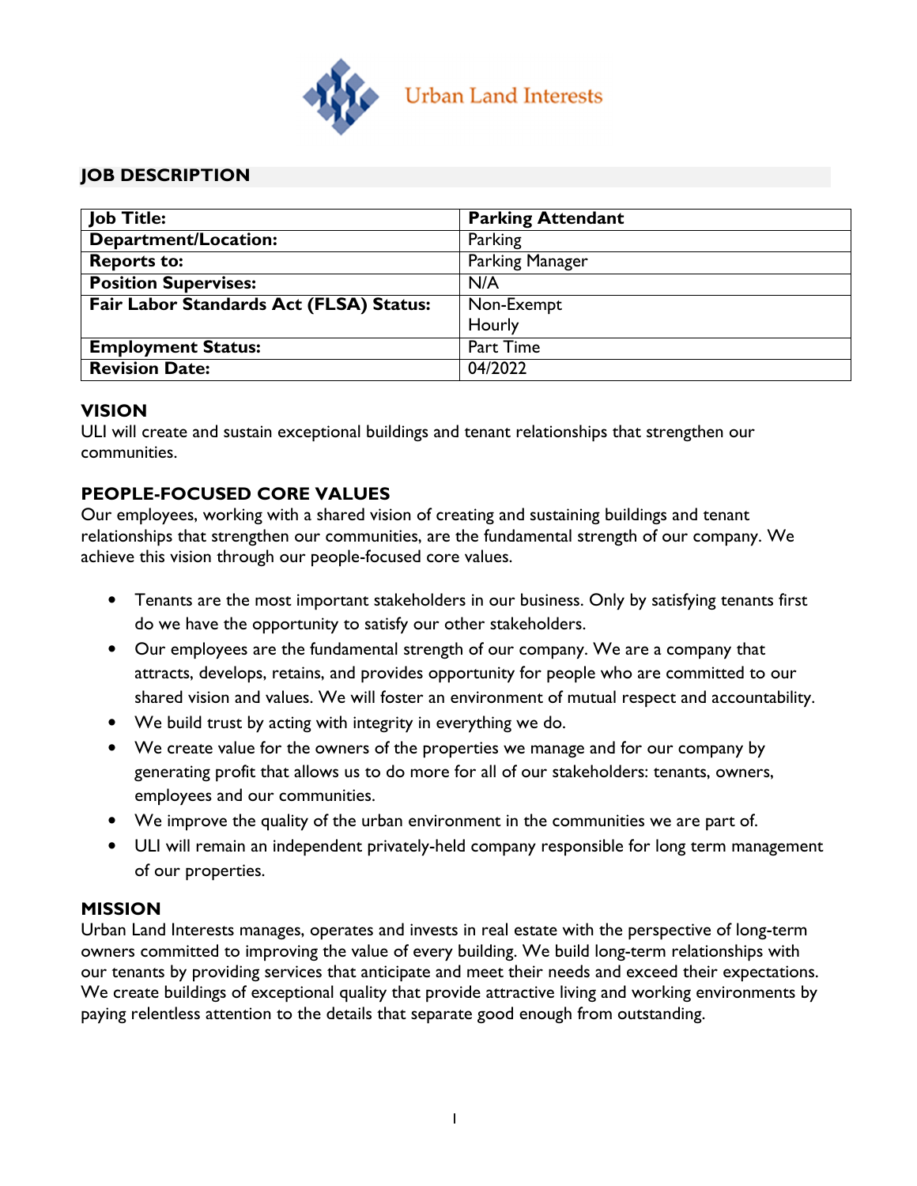Urban Land Interests

## JOB DESCRIPTION

| **Job Title:** | **Parking Attendant** |
|---|---|
| **Department/Location:** | Parking |
| **Reports to:** | Parking Manager |
| **Position Supervises:** | N/A |
| **Fair Labor Standards Act (FLSA) Status:** | Non-Exempt Hourly |
| **Employment Status:** | Part Time |
| **Revision Date:** | 04/2022 |

### VISION

ULI will create and sustain exceptional buildings and tenant relationships that strengthen our communities.

### PEOPLE-FOCUSED CORE VALUES

Our employees, working with a shared vision of creating and sustaining buildings and tenant relationships that strengthen our communities, are the fundamental strength of our company. We achieve this vision through our people-focused core values.

- Tenants are the most important stakeholders in our business. Only by satisfying tenants first do we have the opportunity to satisfy our other stakeholders.
- Our employees are the fundamental strength of our company. We are a company that attracts, develops, retains, and provides opportunity for people who are committed to our shared vision and values. We will foster an environment of mutual respect and accountability.
- We build trust by acting with integrity in everything we do.
- We create value for the owners of the properties we manage and for our company by generating profit that allows us to do more for all of our stakeholders: tenants, owners, employees and our communities.
- We improve the quality of the urban environment in the communities we are part of.
- ULI will remain an independent privately-held company responsible for long term management of our properties.

### MISSION

Urban Land Interests manages, operates and invests in real estate with the perspective of long-term owners committed to improving the value of every building. We build long-term relationships with our tenants by providing services that anticipate and meet their needs and exceed their expectations. We create buildings of exceptional quality that provide attractive living and working environments by paying relentless attention to the details that separate good enough from outstanding.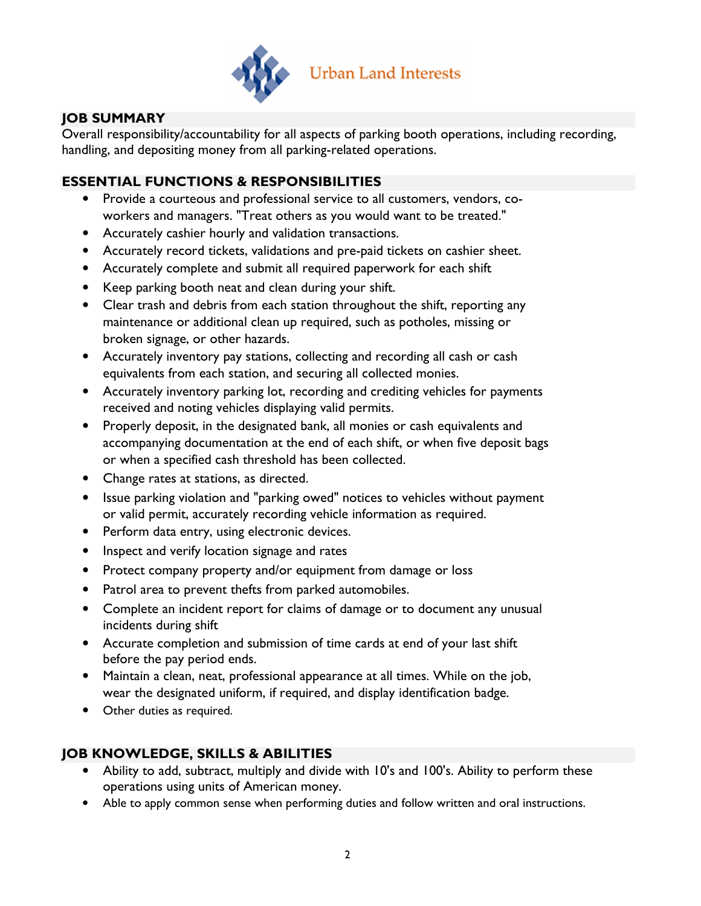Urban Land Interests

## JOB SUMMARY

Overall responsibility/accountability for all aspects of parking booth operations, including recording, handling, and depositing money from all parking-related operations.

## ESSENTIAL FUNCTIONS & RESPONSIBILITIES

- Provide a courteous and professional service to all customers, vendors, co-workers and managers. "Treat others as you would want to be treated."
- Accurately cashier hourly and validation transactions.
- Accurately record tickets, validations and pre-paid tickets on cashier sheet.
- Accurately complete and submit all required paperwork for each shift
- Keep parking booth neat and clean during your shift.
- Clear trash and debris from each station throughout the shift, reporting any maintenance or additional clean up required, such as potholes, missing or broken signage, or other hazards.
- Accurately inventory pay stations, collecting and recording all cash or cash equivalents from each station, and securing all collected monies.
- Accurately inventory parking lot, recording and crediting vehicles for payments received and noting vehicles displaying valid permits.
- Properly deposit, in the designated bank, all monies or cash equivalents and accompanying documentation at the end of each shift, or when five deposit bags or when a specified cash threshold has been collected.
- Change rates at stations, as directed.
- Issue parking violation and "parking owed" notices to vehicles without payment or valid permit, accurately recording vehicle information as required.
- Perform data entry, using electronic devices.
- Inspect and verify location signage and rates
- Protect company property and/or equipment from damage or loss
- Patrol area to prevent thefts from parked automobiles.
- Complete an incident report for claims of damage or to document any unusual incidents during shift
- Accurate completion and submission of time cards at end of your last shift before the pay period ends.
- Maintain a clean, neat, professional appearance at all times. While on the job, wear the designated uniform, if required, and display identification badge.
- Other duties as required.

## JOB KNOWLEDGE, SKILLS & ABILITIES

- Ability to add, subtract, multiply and divide with 10's and 100's. Ability to perform these operations using units of American money.
- Able to apply common sense when performing duties and follow written and oral instructions.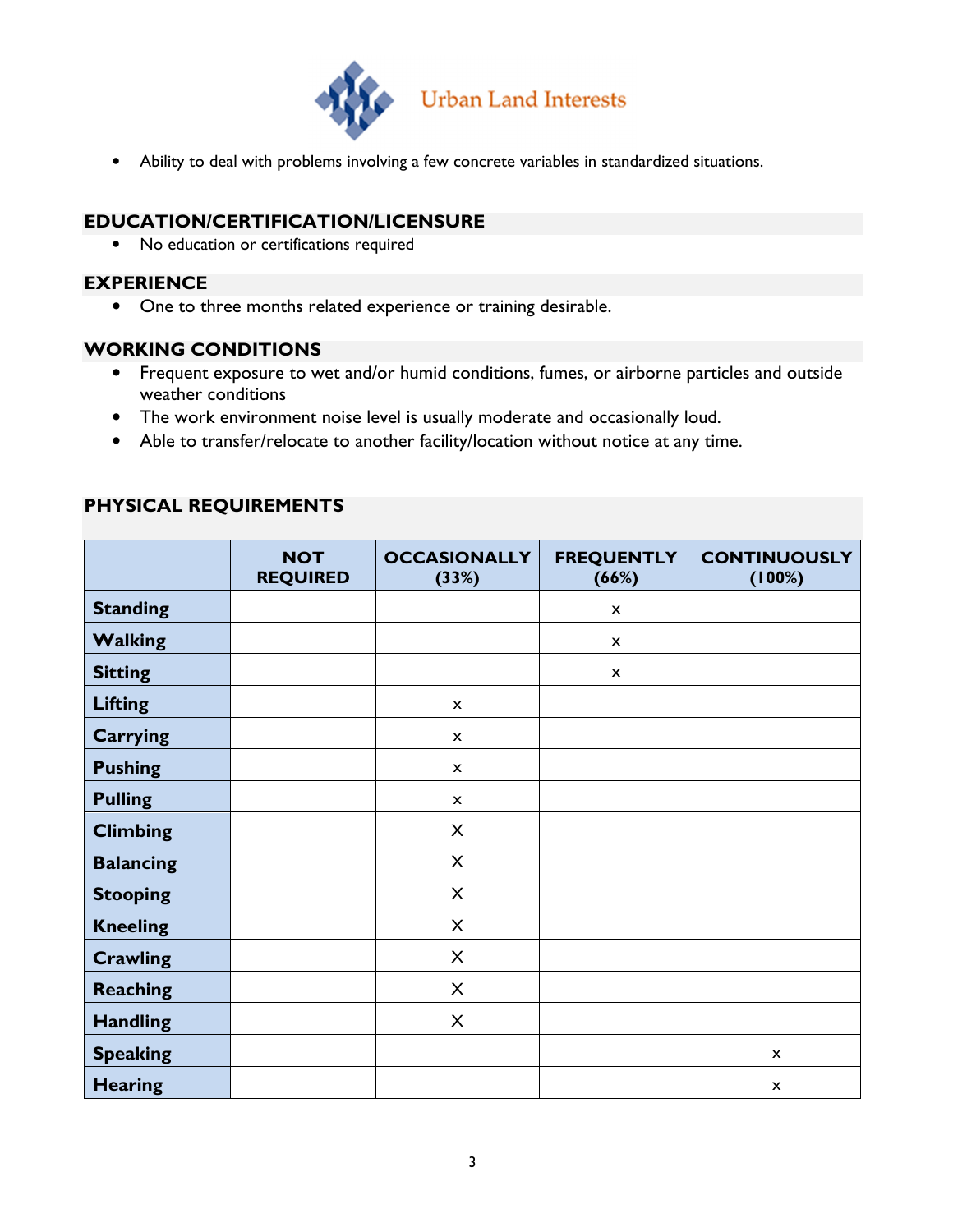- Ability to deal with problems involving a few concrete variables in standardized situations.

## EDUCATION/CERTIFICATION/LICENSURE

- No education or certifications required

## EXPERIENCE

- One to three months related experience or training desirable.

## WORKING CONDITIONS

- Frequent exposure to wet and/or humid conditions, fumes, or airborne particles and outside weather conditions
- The work environment noise level is usually moderate and occasionally loud.
- Able to transfer/relocate to another facility/location without notice at any time.

## PHYSICAL REQUIREMENTS

| | NOT REQUIRED | OCCASIONALLY (33%) | FREQUENTLY (66%) | CONTINUOUSLY (100%) |
|---|---|---|---|---|
| **Standing** | | | x | |
| **Walking** | | | x | |
| **Sitting** | | | x | |
| **Lifting** | | x | | |
| **Carrying** | | x | | |
| **Pushing** | | x | | |
| **Pulling** | | x | | |
| **Climbing** | | X | | |
| **Balancing** | | X | | |
| **Stooping** | | X | | |
| **Kneeling** | | X | | |
| **Crawling** | | X | | |
| **Reaching** | | X | | |
| **Handling** | | X | | |
| **Speaking** | | | | x |
| **Hearing** | | | | x |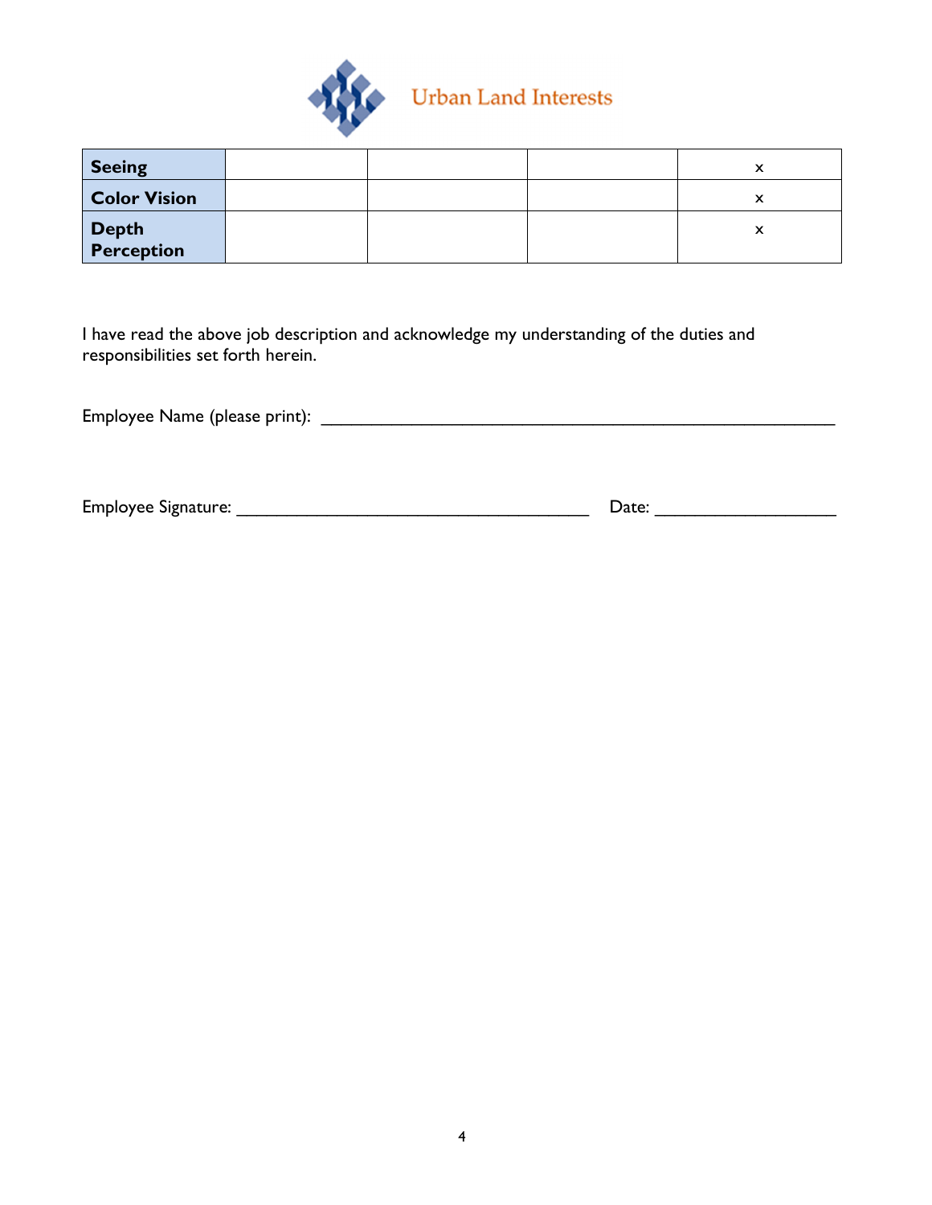| | | | | |
|---|---|---|---|---|
| **Seeing** | | | | x |
| **Color Vision** | | | | x |
| **Depth Perception** | | | | x |

I have read the above job description and acknowledge my understanding of the duties and responsibilities set forth herein.

Employee Name (please print): ______________________________________________________

Employee Signature: _____________________________________ Date: ___________________